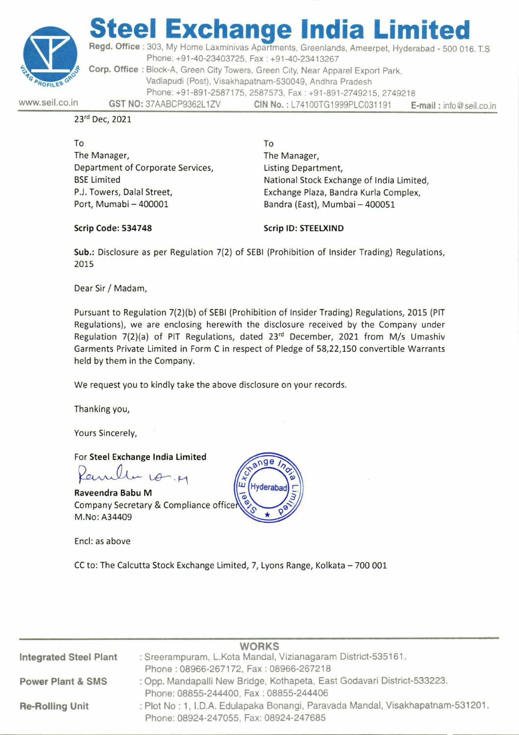# Steel Exchange India Limited

**Regd. Office** : 303, My Home Laxminivas Apartments, Greenlands, Ameerpet, Hyderabad - 500 016. T.S
Phone: +91-40-23403725, Fax : +91-40-23413267

**Corp. Office** : Block-A, Green City Towers, Green City, Near Apparel Export Park, Vadlapudi (Post), Visakhapatnam-530049, Andhra Pradesh
Phone: +91-891-2587175, 2587573, Fax : +91-891-2749215, 2749218

www.seil.co.in **GST NO:** 37AABCP9362L1ZV **CIN No. :** L74100TG1999PLC031191 **E-mail :** info@seil.co.in

23rd Dec, 2021

To
The Manager,
Department of Corporate Services,
BSE Limited
P.J. Towers, Dalal Street,
Port, Mumabi – 400001

**Scrip Code: 534748**

To
The Manager,
Listing Department,
National Stock Exchange of India Limited,
Exchange Plaza, Bandra Kurla Complex,
Bandra (East), Mumbai – 400051

**Scrip ID: STEELXIND**

**Sub.:** Disclosure as per Regulation 7(2) of SEBI (Prohibition of Insider Trading) Regulations, 2015

Dear Sir / Madam,

Pursuant to Regulation 7(2)(b) of SEBI (Prohibition of Insider Trading) Regulations, 2015 (PIT Regulations), we are enclosing herewith the disclosure received by the Company under Regulation 7(2)(a) of PIT Regulations, dated 23rd December, 2021 from M/s Umashiv Garments Private Limited in Form C in respect of Pledge of 58,22,150 convertible Warrants held by them in the Company.

We request you to kindly take the above disclosure on your records.

Thanking you,

Yours Sincerely,

For **Steel Exchange India Limited**

**Raveendra Babu M**
Company Secretary & Compliance officer
M.No: A34409

Encl: as above

CC to: The Calcutta Stock Exchange Limited, 7, Lyons Range, Kolkata – 700 001

**WORKS**

**Integrated Steel Plant** : Sreerampuram, L.Kota Mandal, Vizianagaram District-535161.
Phone : 08966-267172, Fax : 08966-267218

**Power Plant & SMS** : Opp. Mandapalli New Bridge, Kothapeta, East Godavari District-533223.
Phone: 08855-244400, Fax : 08855-244406

**Re-Rolling Unit** : Plot No : 1, I.D.A. Edulapaka Bonangi, Paravada Mandal, Visakhapatnam-531201.
Phone: 08924-247055, Fax: 08924-247685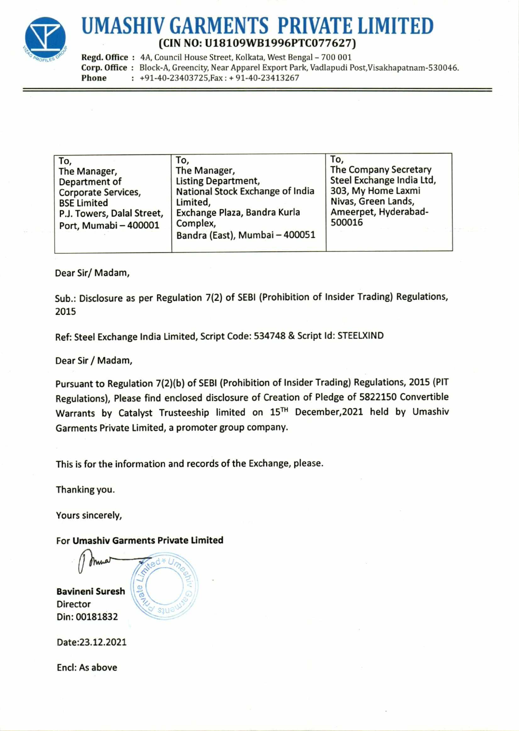# UMASHIV GARMENTS PRIVATE LIMITED

**(CIN NO: U18109WB1996PTC077627)**

**Regd. Office :** 4A, Council House Street, Kolkata, West Bengal – 700 001
**Corp. Office :** Block-A, Greencity, Near Apparel Export Park, Vadlapudi Post,Visakhapatnam-530046.
**Phone :** +91-40-23403725,Fax : + 91-40-23413267

| To,<br>The Manager,<br>Department of Corporate Services,<br>BSE Limited<br>P.J. Towers, Dalal Street,<br>Port, Mumabi – 400001 | To,<br>The Manager,<br>Listing Department,<br>National Stock Exchange of India Limited,<br>Exchange Plaza, Bandra Kurla Complex,<br>Bandra (East), Mumbai – 400051 | To,<br>The Company Secretary<br>Steel Exchange India Ltd,<br>303, My Home Laxmi Nivas, Green Lands,<br>Ameerpet, Hyderabad-500016 |
|---|---|---|

Dear Sir/ Madam,

Sub.: Disclosure as per Regulation 7(2) of SEBI (Prohibition of Insider Trading) Regulations, 2015

Ref: Steel Exchange India Limited, Script Code: 534748 & Script Id: STEELXIND

Dear Sir / Madam,

Pursuant to Regulation 7(2)(b) of SEBI (Prohibition of Insider Trading) Regulations, 2015 (PIT Regulations), Please find enclosed disclosure of Creation of Pledge of 5822150 Convertible Warrants by Catalyst Trusteeship limited on 15TH December,2021 held by Umashiv Garments Private Limited, a promoter group company.

This is for the information and records of the Exchange, please.

Thanking you.

Yours sincerely,

For **Umashiv Garments Private Limited**

**Bavineni Suresh**
Director
Din: 00181832

Date:23.12.2021

Encl: As above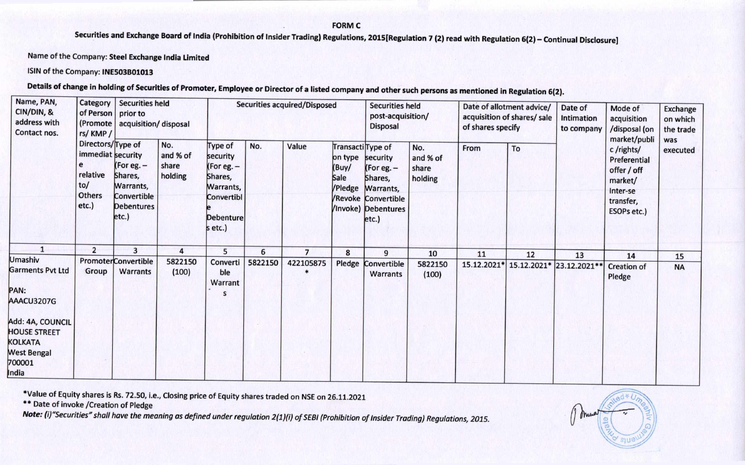**FORM C**

**Securities and Exchange Board of India (Prohibition of Insider Trading) Regulations, 2015[Regulation 7 (2) read with Regulation 6(2) – Continual Disclosure]**

Name of the Company: **Steel Exchange India Limited**

ISIN of the Company: **INE503B01013**

**Details of change in holding of Securities of Promoter, Employee or Director of a listed company and other such persons as mentioned in Regulation 6(2).**

| Name, PAN, CIN/DIN, & address with Contact nos. | Category of Person (Promoters/ KMP / Directors/ immediate relative to/ Others etc.) | Securities held prior to acquisition/ disposal | | Securities acquired/Disposed | | | | Securities held post-acquisition/ Disposal | | Date of allotment advice/ acquisition of shares/ sale of shares specify | | Date of Intimation to company | Mode of acquisition /disposal (on market/public /rights/ Preferential offer / off market/ Inter-se transfer, ESOPs etc.) | Exchange on which the trade was executed |
|---|---|---|---|---|---|---|---|---|---|---|---|---|---|---|
| | | Type of security (For eg. – Shares, Warrants, Convertible Debentures etc.) | No. and % of share holding | Type of security (For eg. – Shares, Warrants, Convertible Debentures etc.) | No. | Value | Transaction type (Buy/ Sale /Pledge /Revoke /Invoke) | Type of security (For eg. – Shares, Warrants, Convertible Debentures etc.) | No. and % of share holding | From | To | | | |
| 1 | 2 | 3 | 4 | 5 | 6 | 7 | 8 | 9 | 10 | 11 | 12 | 13 | 14 | 15 |
| Umashiv Garments Pvt Ltd<br><br>PAN: AAACU3207G<br><br>Add: 4A, COUNCIL HOUSE STREET KOLKATA West Bengal 700001 India | Promoter Group | Convertible Warrants | 5822150 (100) | Convertible Warrants | 5822150 | 422105875 * | Pledge | Convertible Warrants | 5822150 (100) | 15.12.2021* | 15.12.2021* | 23.12.2021** | Creation of Pledge | NA |

*Value of Equity shares is Rs. 72.50, i.e., Closing price of Equity shares traded on NSE on 26.11.2021

** Date of invoke /Creation of Pledge

***Note:*** *(i)"Securities" shall have the meaning as defined under regulation 2(1)(i) of SEBI (Prohibition of Insider Trading) Regulations, 2015.*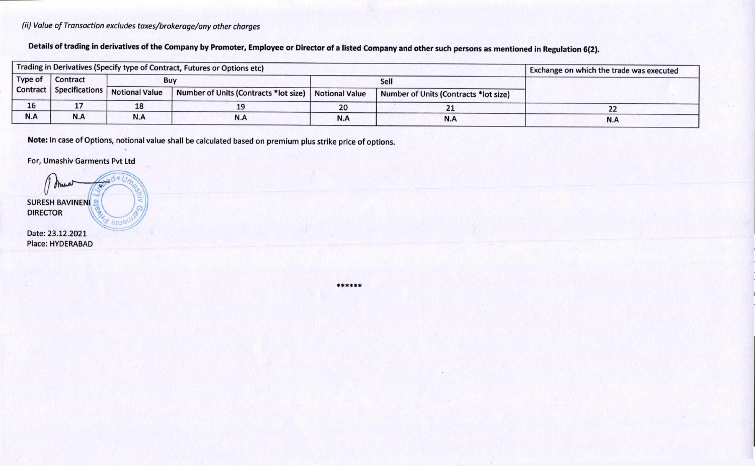*(ii) Value of Transaction excludes taxes/brokerage/any other charges*

**Details of trading in derivatives of the Company by Promoter, Employee or Director of a listed Company and other such persons as mentioned in Regulation 6(2).**

| Trading in Derivatives (Specify type of Contract, Futures or Options etc) | | | | | | Exchange on which the trade was executed |
|---|---|---|---|---|---|---|
| Type of Contract | Contract Specifications | Buy | | Sell | | |
| | | Notional Value | Number of Units (Contracts *lot size) | Notional Value | Number of Units (Contracts *lot size) | |
| 16 | 17 | 18 | 19 | 20 | 21 | 22 |
| N.A | N.A | N.A | N.A | N.A | N.A | N.A |

**Note:** In case of Options, notional value shall be calculated based on premium plus strike price of options.

For, Umashiv Garments Pvt Ltd

SURESH BAVINENI
DIRECTOR

Date: 23.12.2021
Place: HYDERABAD

******